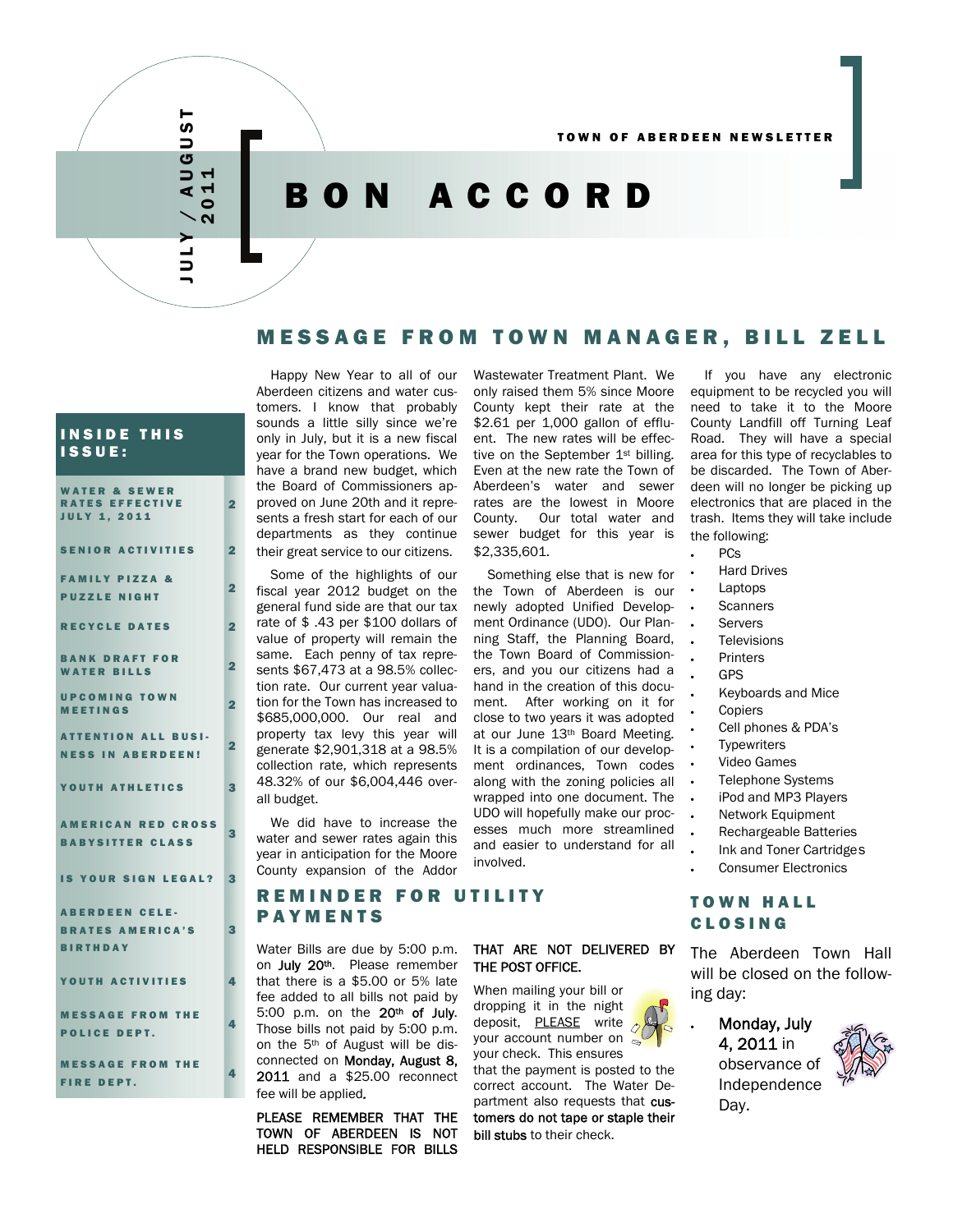# BON ACCORD

TOWN OF ABERDEEN NEWSLETTER

JULY / AUGUST 2011

## INSIDE THIS ISSUE:

| | |
|---|---|
| WATER & SEWER RATES EFFECTIVE JULY 1, 2011 | 2 |
| SENIOR ACTIVITIES | 2 |
| FAMILY PIZZA & PUZZLE NIGHT | 2 |
| RECYCLE DATES | 2 |
| BANK DRAFT FOR WATER BILLS | 2 |
| UPCOMING TOWN MEETINGS | 2 |
| ATTENTION ALL BUSINESS IN ABERDEEN! | 2 |
| YOUTH ATHLETICS | 3 |
| AMERICAN RED CROSS BABYSITTER CLASS | 3 |
| IS YOUR SIGN LEGAL? | 3 |
| ABERDEEN CELEBRATES AMERICA'S BIRTHDAY | 3 |
| YOUTH ACTIVITIES | 4 |
| MESSAGE FROM THE POLICE DEPT. | 4 |
| MESSAGE FROM THE FIRE DEPT. | 4 |

## MESSAGE FROM TOWN MANAGER, BILL ZELL

Happy New Year to all of our Aberdeen citizens and water customers. I know that probably sounds a little silly since we're only in July, but it is a new fiscal year for the Town operations. We have a brand new budget, which the Board of Commissioners approved on June 20th and it represents a fresh start for each of our departments as they continue their great service to our citizens.

Some of the highlights of our fiscal year 2012 budget on the general fund side are that our tax rate of $ .43 per $100 dollars of value of property will remain the same. Each penny of tax represents $67,473 at a 98.5% collection rate. Our current year valuation for the Town has increased to $685,000,000. Our real and property tax levy this year will generate $2,901,318 at a 98.5% collection rate, which represents 48.32% of our $6,004,446 overall budget.

We did have to increase the water and sewer rates again this year in anticipation for the Moore County expansion of the Addor Wastewater Treatment Plant. We only raised them 5% since Moore County kept their rate at the $2.61 per 1,000 gallon of effluent. The new rates will be effective on the September 1st billing. Even at the new rate the Town of Aberdeen's water and sewer rates are the lowest in Moore County. Our total water and sewer budget for this year is $2,335,601.

Something else that is new for the Town of Aberdeen is our newly adopted Unified Development Ordinance (UDO). Our Planning Staff, the Planning Board, the Town Board of Commissioners, and you our citizens had a hand in the creation of this document. After working on it for close to two years it was adopted at our June 13th Board Meeting. It is a compilation of our development ordinances, Town codes along with the zoning policies all wrapped into one document. The UDO will hopefully make our processes much more streamlined and easier to understand for all involved.

If you have any electronic equipment to be recycled you will need to take it to the Moore County Landfill off Turning Leaf Road. They will have a special area for this type of recyclables to be discarded. The Town of Aberdeen will no longer be picking up electronics that are placed in the trash. Items they will take include the following:

- PCs
- Hard Drives
- Laptops
- Scanners
- Servers
- Televisions
- Printers
- GPS
- Keyboards and Mice
- Copiers
- Cell phones & PDA's
- Typewriters
- Video Games
- Telephone Systems
- iPod and MP3 Players
- Network Equipment
- Rechargeable Batteries
- Ink and Toner Cartridges
- Consumer Electronics

## REMINDER FOR UTILITY PAYMENTS

Water Bills are due by 5:00 p.m. on **July 20th**. Please remember that there is a $5.00 or 5% late fee added to all bills not paid by 5:00 p.m. on the **20th of July**. Those bills not paid by 5:00 p.m. on the 5th of August will be disconnected on **Monday, August 8, 2011** and a $25.00 reconnect fee will be applied.

PLEASE REMEMBER THAT THE TOWN OF ABERDEEN IS NOT HELD RESPONSIBLE FOR BILLS THAT ARE NOT DELIVERED BY THE POST OFFICE.

When mailing your bill or dropping it in the night deposit, PLEASE write your account number on your check. This ensures that the payment is posted to the correct account. The Water Department also requests that **customers do not tape or staple their bill stubs** to their check.

## TOWN HALL CLOSING

The Aberdeen Town Hall will be closed on the following day:

- **Monday, July 4, 2011** in observance of Independence Day.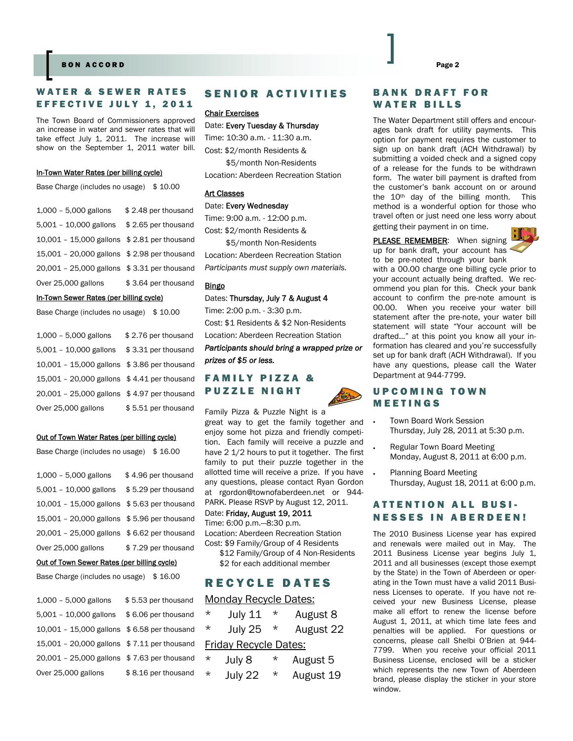## WATER & SEWER RATES EFFECTIVE JULY 1, 2011

The Town Board of Commissioners approved an increase in water and sewer rates that will take effect July 1, 2011. The increase will show on the September 1, 2011 water bill.

**In-Town Water Rates (per billing cycle)**

| Base Charge (includes no usage) | $ 10.00 |
|---|---|
| 1,000 – 5,000 gallons | $ 2.48 per thousand |
| 5,001 – 10,000 gallons | $ 2.65 per thousand |
| 10,001 – 15,000 gallons | $ 2.81 per thousand |
| 15,001 – 20,000 gallons | $ 2.98 per thousand |
| 20,001 – 25,000 gallons | $ 3.31 per thousand |
| Over 25,000 gallons | $ 3.64 per thousand |

**In-Town Sewer Rates (per billing cycle)**

| Base Charge (includes no usage) | $ 10.00 |
|---|---|
| 1,000 – 5,000 gallons | $ 2.76 per thousand |
| 5,001 – 10,000 gallons | $ 3.31 per thousand |
| 10,001 – 15,000 gallons | $ 3.86 per thousand |
| 15,001 – 20,000 gallons | $ 4.41 per thousand |
| 20,001 – 25,000 gallons | $ 4.97 per thousand |
| Over 25,000 gallons | $ 5.51 per thousand |

**Out of Town Water Rates (per billing cycle)**

| Base Charge (includes no usage) | $ 16.00 |
|---|---|
| 1,000 – 5,000 gallons | $ 4.96 per thousand |
| 5,001 – 10,000 gallons | $ 5.29 per thousand |
| 10,001 – 15,000 gallons | $ 5.63 per thousand |
| 15,001 – 20,000 gallons | $ 5.96 per thousand |
| 20,001 – 25,000 gallons | $ 6.62 per thousand |
| Over 25,000 gallons | $ 7.29 per thousand |

**Out of Town Sewer Rates (per billing cycle)**

| Base Charge (includes no usage) | $ 16.00 |
|---|---|
| 1,000 – 5,000 gallons | $ 5.53 per thousand |
| 5,001 – 10,000 gallons | $ 6.06 per thousand |
| 10,001 – 15,000 gallons | $ 6.58 per thousand |
| 15,001 – 20,000 gallons | $ 7.11 per thousand |
| 20,001 – 25,000 gallons | $ 7.63 per thousand |
| Over 25,000 gallons | $ 8.16 per thousand |

## SENIOR ACTIVITIES

**Chair Exercises**

Date: **Every Tuesday & Thursday**
Time: 10:30 a.m. - 11:30 a.m.
Cost: $2/month Residents &
$5/month Non-Residents
Location: Aberdeen Recreation Station

**Art Classes**

Date: **Every Wednesday**
Time: 9:00 a.m. - 12:00 p.m.
Cost: $2/month Residents &
$5/month Non-Residents
Location: Aberdeen Recreation Station
*Participants must supply own materials.*

**Bingo**

Dates: **Thursday, July 7 & August 4**
Time: 2:00 p.m. - 3:30 p.m.
Cost: $1 Residents & $2 Non-Residents
Location: Aberdeen Recreation Station
***Participants should bring a wrapped prize or prizes of $5 or less.***

## FAMILY PIZZA & PUZZLE NIGHT

Family Pizza & Puzzle Night is a great way to get the family together and enjoy some hot pizza and friendly competition. Each family will receive a puzzle and have 2 1/2 hours to put it together. The first family to put their puzzle together in the allotted time will receive a prize. If you have any questions, please contact Ryan Gordon at rgordon@townofaberdeen.net or 944-PARK. Please RSVP by August 12, 2011.

Date: **Friday, August 19, 2011**
Time: 6:00 p.m.—8:30 p.m.
Location: Aberdeen Recreation Station
Cost: $9 Family/Group of 4 Residents
$12 Family/Group of 4 Non-Residents
$2 for each additional member

## RECYCLE DATES

Monday Recycle Dates:

* July 11 * August 8
* July 25 * August 22

Friday Recycle Dates:

* July 8 * August 5
* July 22 * August 19

## BANK DRAFT FOR WATER BILLS

The Water Department still offers and encourages bank draft for utility payments. This option for payment requires the customer to sign up on bank draft (ACH Withdrawal) by submitting a voided check and a signed copy of a release for the funds to be withdrawn form. The water bill payment is drafted from the customer's bank account on or around the 10th day of the billing month. This method is a wonderful option for those who travel often or just need one less worry about getting their payment in on time.

**PLEASE REMEMBER**: When signing up for bank draft, your account has to be pre-noted through your bank with a 00.00 charge one billing cycle prior to your account actually being drafted. We recommend you plan for this. Check your bank account to confirm the pre-note amount is 00.00. When you receive your water bill statement after the pre-note, your water bill statement will state "Your account will be drafted…" at this point you know all your information has cleared and you're successfully set up for bank draft (ACH Withdrawal). If you have any questions, please call the Water Department at 944-7799.

## UPCOMING TOWN MEETINGS

- Town Board Work Session
  Thursday, July 28, 2011 at 5:30 p.m.
- Regular Town Board Meeting
  Monday, August 8, 2011 at 6:00 p.m.
- Planning Board Meeting
  Thursday, August 18, 2011 at 6:00 p.m.

## ATTENTION ALL BUSINESSES IN ABERDEEN!

The 2010 Business License year has expired and renewals were mailed out in May. The 2011 Business License year begins July 1, 2011 and all businesses (except those exempt by the State) in the Town of Aberdeen or operating in the Town must have a valid 2011 Business Licenses to operate. If you have not received your new Business License, please make all effort to renew the license before August 1, 2011, at which time late fees and penalties will be applied. For questions or concerns, please call Shelbi O'Brien at 944-7799. When you receive your official 2011 Business License, enclosed will be a sticker which represents the new Town of Aberdeen brand, please display the sticker in your store window.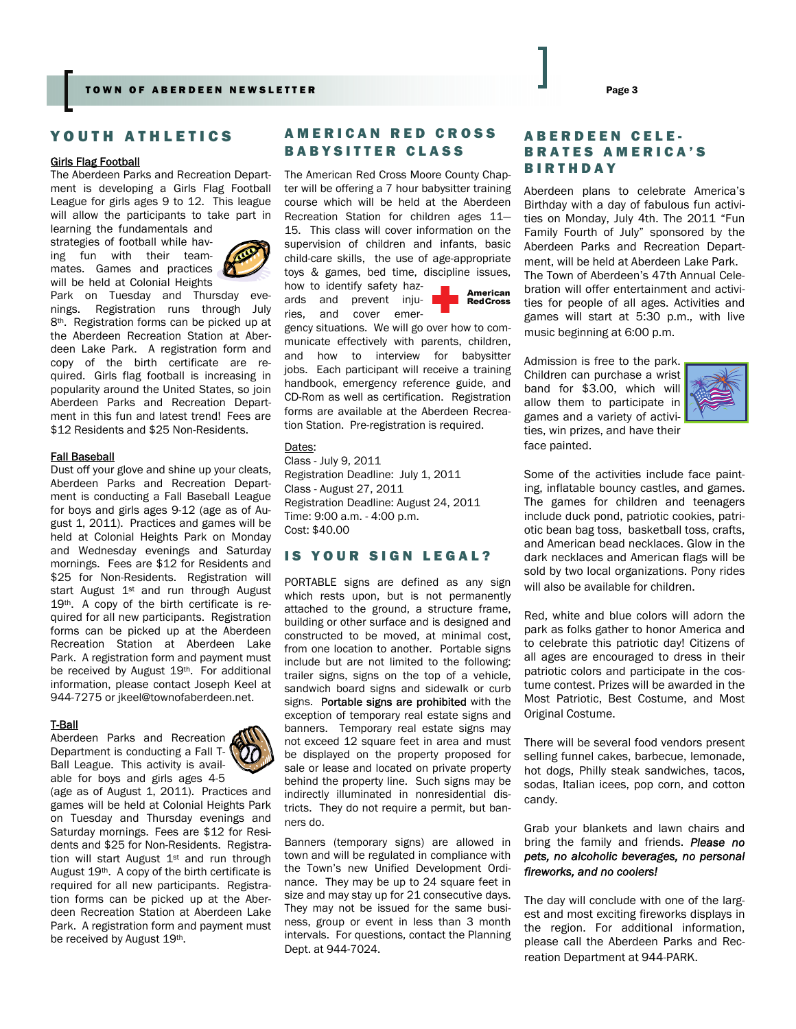## YOUTH ATHLETICS

### Girls Flag Football

The Aberdeen Parks and Recreation Department is developing a Girls Flag Football League for girls ages 9 to 12. This league will allow the participants to take part in learning the fundamentals and strategies of football while having fun with their teammates. Games and practices will be held at Colonial Heights Park on Tuesday and Thursday evenings. Registration runs through July 8th. Registration forms can be picked up at the Aberdeen Recreation Station at Aberdeen Lake Park. A registration form and copy of the birth certificate are required. Girls flag football is increasing in popularity around the United States, so join Aberdeen Parks and Recreation Department in this fun and latest trend! Fees are $12 Residents and $25 Non-Residents.

### Fall Baseball

Dust off your glove and shine up your cleats, Aberdeen Parks and Recreation Department is conducting a Fall Baseball League for boys and girls ages 9-12 (age as of August 1, 2011). Practices and games will be held at Colonial Heights Park on Monday and Wednesday evenings and Saturday mornings. Fees are $12 for Residents and $25 for Non-Residents. Registration will start August 1st and run through August 19th. A copy of the birth certificate is required for all new participants. Registration forms can be picked up at the Aberdeen Recreation Station at Aberdeen Lake Park. A registration form and payment must be received by August 19th. For additional information, please contact Joseph Keel at 944-7275 or jkeel@townofaberdeen.net.

### T-Ball

Aberdeen Parks and Recreation Department is conducting a Fall T-Ball League. This activity is available for boys and girls ages 4-5 (age as of August 1, 2011). Practices and games will be held at Colonial Heights Park on Tuesday and Thursday evenings and Saturday mornings. Fees are $12 for Residents and $25 for Non-Residents. Registration will start August 1st and run through August 19th. A copy of the birth certificate is required for all new participants. Registration forms can be picked up at the Aberdeen Recreation Station at Aberdeen Lake Park. A registration form and payment must be received by August 19th.

## AMERICAN RED CROSS BABYSITTER CLASS

The American Red Cross Moore County Chapter will be offering a 7 hour babysitter training course which will be held at the Aberdeen Recreation Station for children ages 11—15. This class will cover information on the supervision of children and infants, basic child-care skills, the use of age-appropriate toys & games, bed time, discipline issues, how to identify safety hazards and prevent injuries, and cover emergency situations. We will go over how to communicate effectively with parents, children, and how to interview for babysitter jobs. Each participant will receive a training handbook, emergency reference guide, and CD-Rom as well as certification. Registration forms are available at the Aberdeen Recreation Station. Pre-registration is required.

Dates:
Class - July 9, 2011
Registration Deadline: July 1, 2011
Class - August 27, 2011
Registration Deadline: August 24, 2011
Time: 9:00 a.m. - 4:00 p.m.
Cost: $40.00

## IS YOUR SIGN LEGAL?

PORTABLE signs are defined as any sign which rests upon, but is not permanently attached to the ground, a structure frame, building or other surface and is designed and constructed to be moved, at minimal cost, from one location to another. Portable signs include but are not limited to the following: trailer signs, signs on the top of a vehicle, sandwich board signs and sidewalk or curb signs. **Portable signs are prohibited** with the exception of temporary real estate signs and banners. Temporary real estate signs may not exceed 12 square feet in area and must be displayed on the property proposed for sale or lease and located on private property behind the property line. Such signs may be indirectly illuminated in nonresidential districts. They do not require a permit, but banners do.

Banners (temporary signs) are allowed in town and will be regulated in compliance with the Town's new Unified Development Ordinance. They may be up to 24 square feet in size and may stay up for 21 consecutive days. They may not be issued for the same business, group or event in less than 3 month intervals. For questions, contact the Planning Dept. at 944-7024.

## ABERDEEN CELEBRATES AMERICA'S BIRTHDAY

Aberdeen plans to celebrate America's Birthday with a day of fabulous fun activities on Monday, July 4th. The 2011 "Fun Family Fourth of July" sponsored by the Aberdeen Parks and Recreation Department, will be held at Aberdeen Lake Park. The Town of Aberdeen's 47th Annual Celebration will offer entertainment and activities for people of all ages. Activities and games will start at 5:30 p.m., with live music beginning at 6:00 p.m.

Admission is free to the park. Children can purchase a wrist band for $3.00, which will allow them to participate in games and a variety of activities, win prizes, and have their face painted.

Some of the activities include face painting, inflatable bouncy castles, and games. The games for children and teenagers include duck pond, patriotic cookies, patriotic bean bag toss, basketball toss, crafts, and American bead necklaces. Glow in the dark necklaces and American flags will be sold by two local organizations. Pony rides will also be available for children.

Red, white and blue colors will adorn the park as folks gather to honor America and to celebrate this patriotic day! Citizens of all ages are encouraged to dress in their patriotic colors and participate in the costume contest. Prizes will be awarded in the Most Patriotic, Best Costume, and Most Original Costume.

There will be several food vendors present selling funnel cakes, barbecue, lemonade, hot dogs, Philly steak sandwiches, tacos, sodas, Italian icees, pop corn, and cotton candy.

Grab your blankets and lawn chairs and bring the family and friends. ***Please no pets, no alcoholic beverages, no personal fireworks, and no coolers!***

The day will conclude with one of the largest and most exciting fireworks displays in the region. For additional information, please call the Aberdeen Parks and Recreation Department at 944-PARK.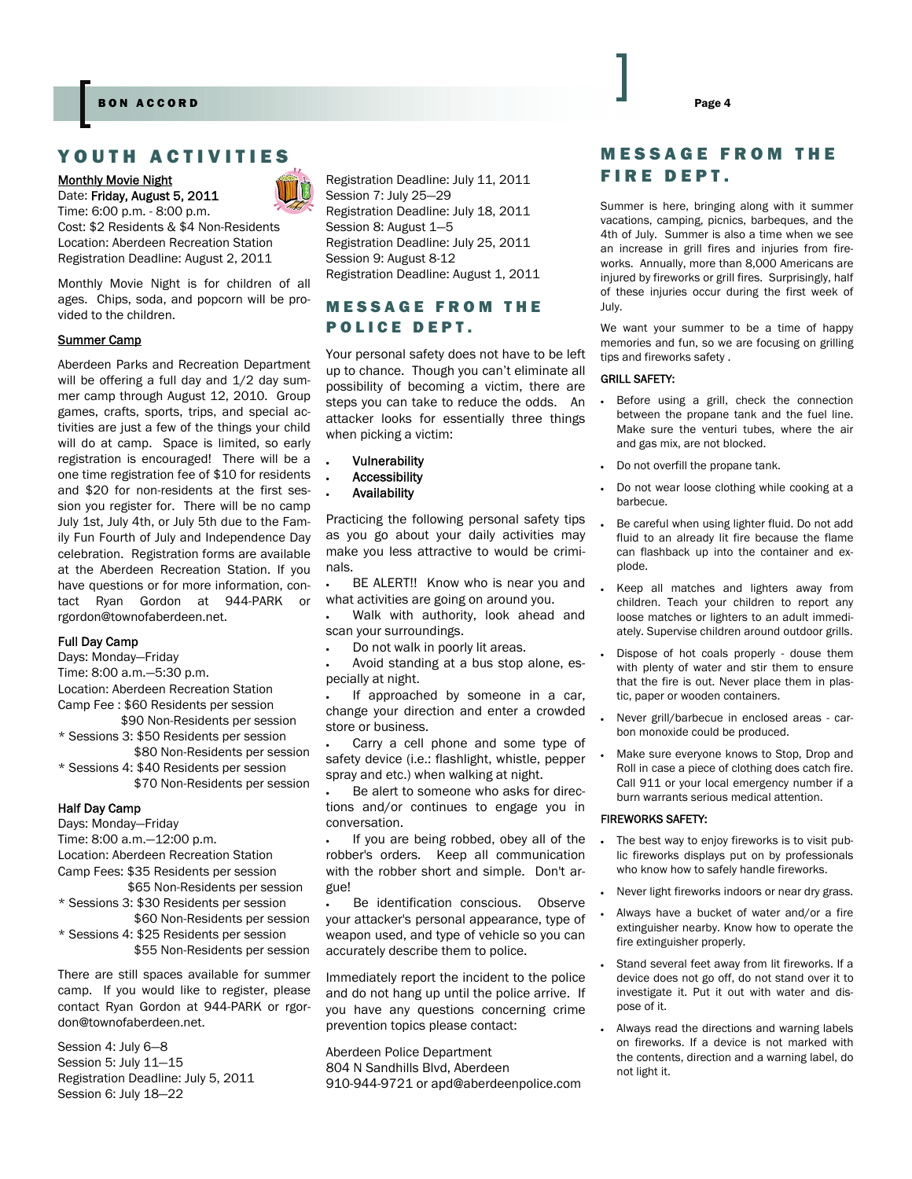## YOUTH ACTIVITIES

**Monthly Movie Night**
Date: **Friday, August 5, 2011**
Time: 6:00 p.m. - 8:00 p.m.
Cost: $2 Residents & $4 Non-Residents
Location: Aberdeen Recreation Station
Registration Deadline: August 2, 2011

Monthly Movie Night is for children of all ages. Chips, soda, and popcorn will be provided to the children.

**Summer Camp**

Aberdeen Parks and Recreation Department will be offering a full day and 1/2 day summer camp through August 12, 2010. Group games, crafts, sports, trips, and special activities are just a few of the things your child will do at camp. Space is limited, so early registration is encouraged! There will be a one time registration fee of $10 for residents and $20 for non-residents at the first session you register for. There will be no camp July 1st, July 4th, or July 5th due to the Family Fun Fourth of July and Independence Day celebration. Registration forms are available at the Aberdeen Recreation Station. If you have questions or for more information, contact Ryan Gordon at 944-PARK or rgordon@townofaberdeen.net.

**Full Day Camp**
Days: Monday—Friday
Time: 8:00 a.m.—5:30 p.m.
Location: Aberdeen Recreation Station
Camp Fee : $60 Residents per session
$90 Non-Residents per session
* Sessions 3: $50 Residents per session
$80 Non-Residents per session
* Sessions 4: $40 Residents per session
$70 Non-Residents per session

**Half Day Camp**
Days: Monday—Friday
Time: 8:00 a.m.—12:00 p.m.
Location: Aberdeen Recreation Station
Camp Fees: $35 Residents per session
$65 Non-Residents per session
* Sessions 3: $30 Residents per session
$60 Non-Residents per session
* Sessions 4: $25 Residents per session
$55 Non-Residents per session

There are still spaces available for summer camp. If you would like to register, please contact Ryan Gordon at 944-PARK or rgordon@townofaberdeen.net.

Session 4: July 6—8
Session 5: July 11—15
Registration Deadline: July 5, 2011
Session 6: July 18—22
Registration Deadline: July 11, 2011
Session 7: July 25—29
Registration Deadline: July 18, 2011
Session 8: August 1—5
Registration Deadline: July 25, 2011
Session 9: August 8-12
Registration Deadline: August 1, 2011

## MESSAGE FROM THE POLICE DEPT.

Your personal safety does not have to be left up to chance. Though you can't eliminate all possibility of becoming a victim, there are steps you can take to reduce the odds. An attacker looks for essentially three things when picking a victim:

- Vulnerability
- Accessibility
- Availability

Practicing the following personal safety tips as you go about your daily activities may make you less attractive to would be criminals.

- BE ALERT!! Know who is near you and what activities are going on around you.
- Walk with authority, look ahead and scan your surroundings.
- Do not walk in poorly lit areas.
- Avoid standing at a bus stop alone, especially at night.
- If approached by someone in a car, change your direction and enter a crowded store or business.
- Carry a cell phone and some type of safety device (i.e.: flashlight, whistle, pepper spray and etc.) when walking at night.
- Be alert to someone who asks for directions and/or continues to engage you in conversation.
- If you are being robbed, obey all of the robber's orders. Keep all communication with the robber short and simple. Don't argue!
- Be identification conscious. Observe your attacker's personal appearance, type of weapon used, and type of vehicle so you can accurately describe them to police.

Immediately report the incident to the police and do not hang up until the police arrive. If you have any questions concerning crime prevention topics please contact:

Aberdeen Police Department
804 N Sandhills Blvd, Aberdeen
910-944-9721 or apd@aberdeenpolice.com

## MESSAGE FROM THE FIRE DEPT.

Summer is here, bringing along with it summer vacations, camping, picnics, barbeques, and the 4th of July. Summer is also a time when we see an increase in grill fires and injuries from fireworks. Annually, more than 8,000 Americans are injured by fireworks or grill fires. Surprisingly, half of these injuries occur during the first week of July.

We want your summer to be a time of happy memories and fun, so we are focusing on grilling tips and fireworks safety .

**GRILL SAFETY:**

- Before using a grill, check the connection between the propane tank and the fuel line. Make sure the venturi tubes, where the air and gas mix, are not blocked.
- Do not overfill the propane tank.
- Do not wear loose clothing while cooking at a barbecue.
- Be careful when using lighter fluid. Do not add fluid to an already lit fire because the flame can flashback up into the container and explode.
- Keep all matches and lighters away from children. Teach your children to report any loose matches or lighters to an adult immediately. Supervise children around outdoor grills.
- Dispose of hot coals properly - douse them with plenty of water and stir them to ensure that the fire is out. Never place them in plastic, paper or wooden containers.
- Never grill/barbecue in enclosed areas - carbon monoxide could be produced.
- Make sure everyone knows to Stop, Drop and Roll in case a piece of clothing does catch fire. Call 911 or your local emergency number if a burn warrants serious medical attention.

**FIREWORKS SAFETY:**

- The best way to enjoy fireworks is to visit public fireworks displays put on by professionals who know how to safely handle fireworks.
- Never light fireworks indoors or near dry grass.
- Always have a bucket of water and/or a fire extinguisher nearby. Know how to operate the fire extinguisher properly.
- Stand several feet away from lit fireworks. If a device does not go off, do not stand over it to investigate it. Put it out with water and dispose of it.
- Always read the directions and warning labels on fireworks. If a device is not marked with the contents, direction and a warning label, do not light it.